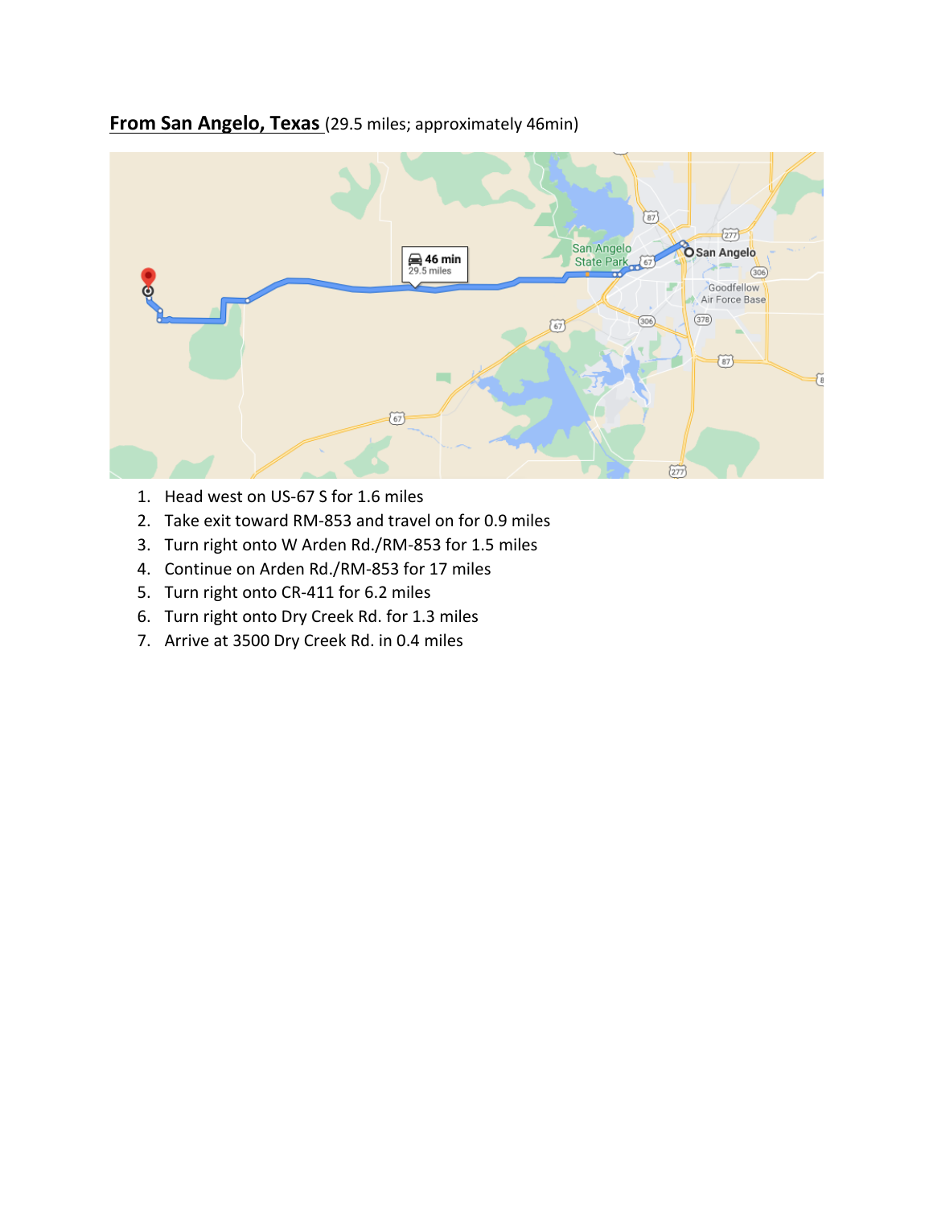**From San Angelo, Texas** (29.5 miles; approximately 46min)

1. Head west on US-67 S for 1.6 miles
2. Take exit toward RM-853 and travel on for 0.9 miles
3. Turn right onto W Arden Rd./RM-853 for 1.5 miles
4. Continue on Arden Rd./RM-853 for 17 miles
5. Turn right onto CR-411 for 6.2 miles
6. Turn right onto Dry Creek Rd. for 1.3 miles
7. Arrive at 3500 Dry Creek Rd. in 0.4 miles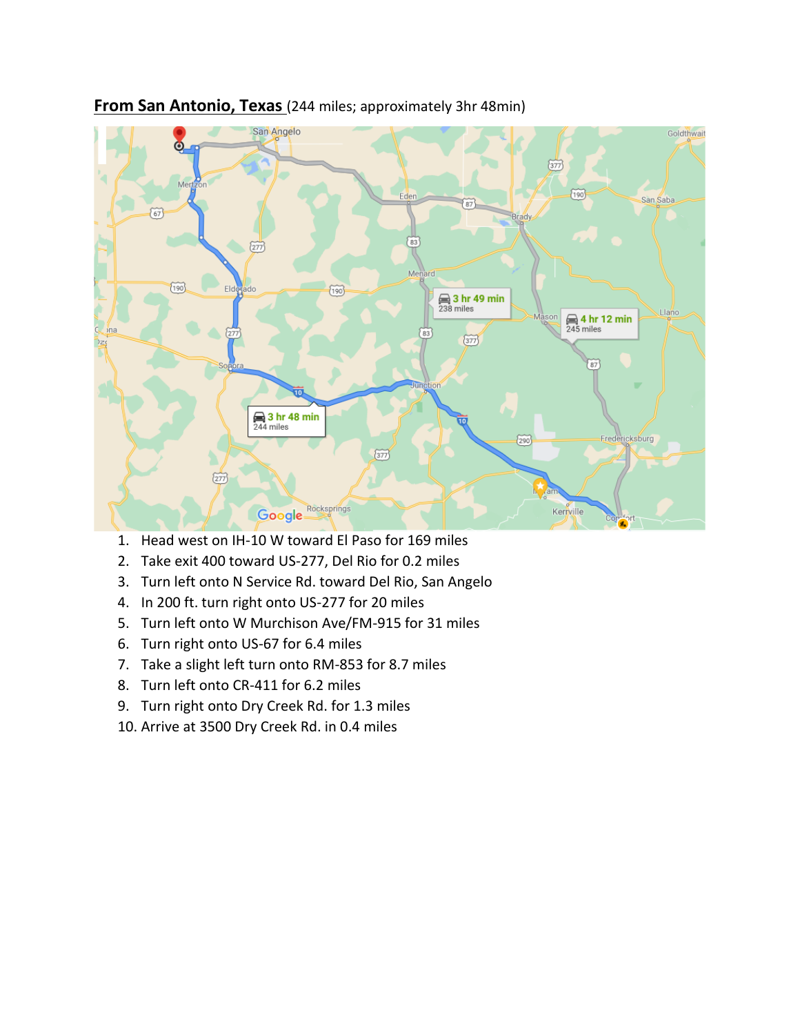**From San Antonio, Texas** (244 miles; approximately 3hr 48min)

1. Head west on IH-10 W toward El Paso for 169 miles
2. Take exit 400 toward US-277, Del Rio for 0.2 miles
3. Turn left onto N Service Rd. toward Del Rio, San Angelo
4. In 200 ft. turn right onto US-277 for 20 miles
5. Turn left onto W Murchison Ave/FM-915 for 31 miles
6. Turn right onto US-67 for 6.4 miles
7. Take a slight left turn onto RM-853 for 8.7 miles
8. Turn left onto CR-411 for 6.2 miles
9. Turn right onto Dry Creek Rd. for 1.3 miles
10. Arrive at 3500 Dry Creek Rd. in 0.4 miles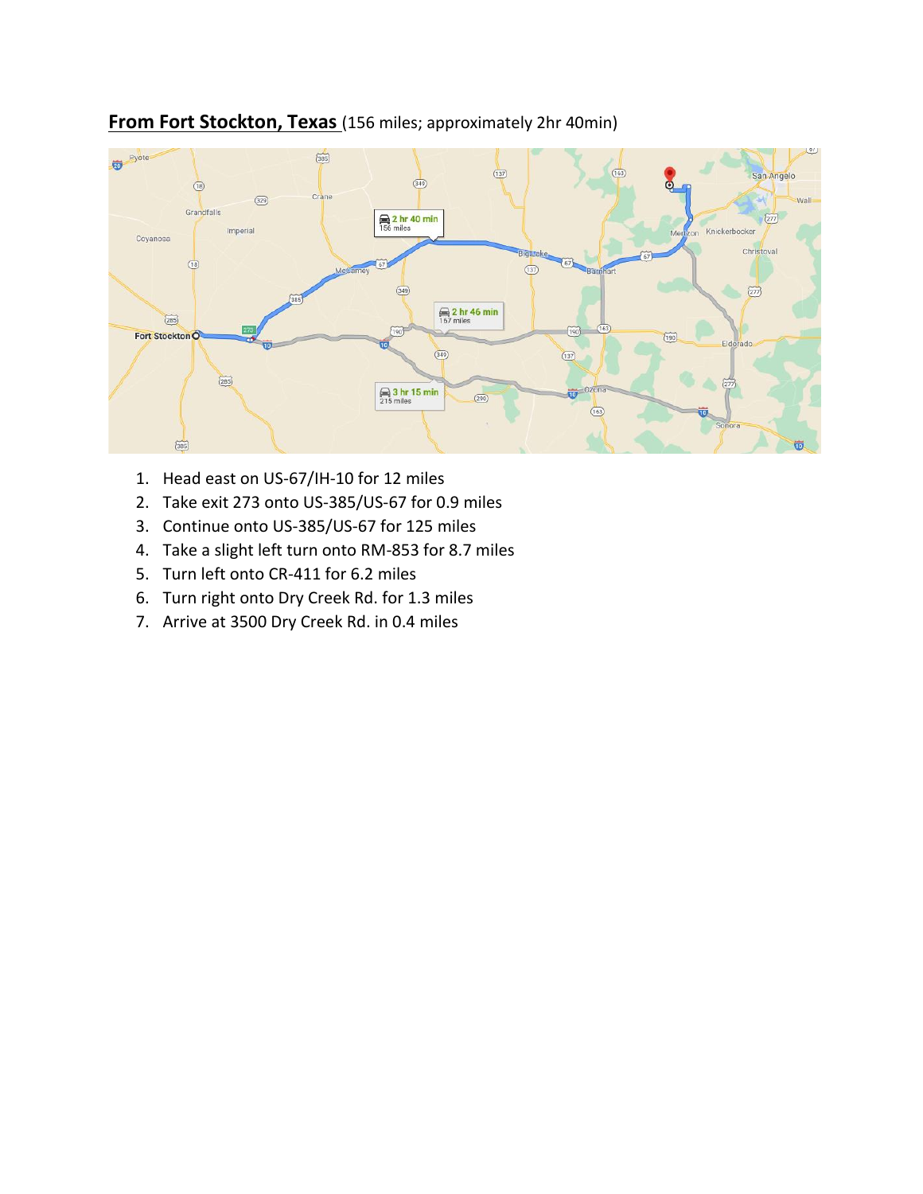**From Fort Stockton, Texas** (156 miles; approximately 2hr 40min)

1. Head east on US-67/IH-10 for 12 miles
2. Take exit 273 onto US-385/US-67 for 0.9 miles
3. Continue onto US-385/US-67 for 125 miles
4. Take a slight left turn onto RM-853 for 8.7 miles
5. Turn left onto CR-411 for 6.2 miles
6. Turn right onto Dry Creek Rd. for 1.3 miles
7. Arrive at 3500 Dry Creek Rd. in 0.4 miles